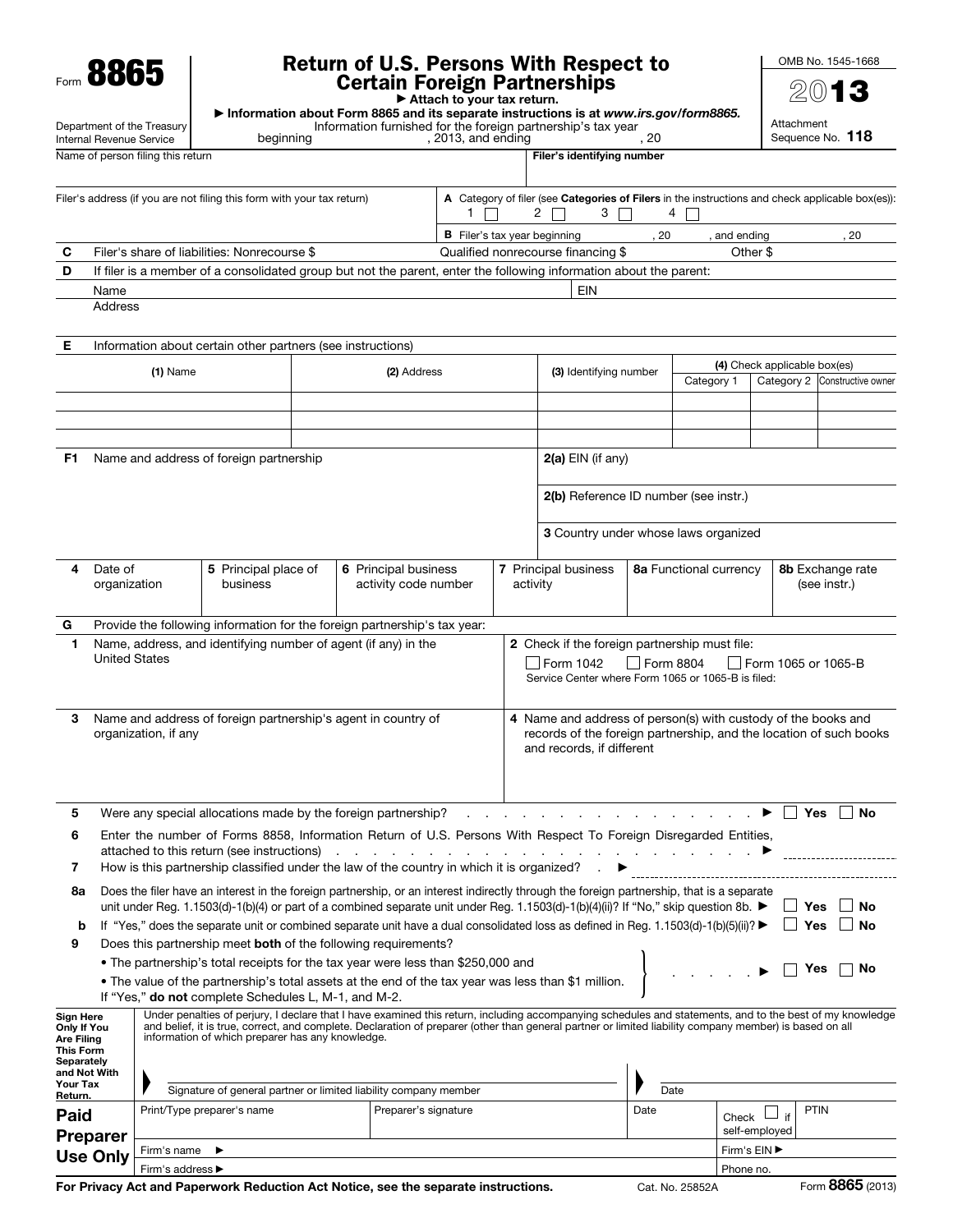Form **8865**

Department of the Treasury
Internal Revenue Service

# Return of U.S. Persons With Respect to Certain Foreign Partnerships

▶ Attach to your tax return.

▶ Information about Form 8865 and its separate instructions is at *www.irs.gov/form8865*.

Information furnished for the foreign partnership's tax year beginning , 2013, and ending , 20

OMB No. 1545-1668

**2013**

Attachment Sequence No. **118**

Name of person filing this return | **Filer's identifying number**

Filer's address (if you are not filing this form with your tax return)

**A** Category of filer (see **Categories of Filers** in the instructions and check applicable box(es)): 1 ☐ 2 ☐ 3 ☐ 4 ☐

**B** Filer's tax year beginning , 20 , and ending , 20

**C** Filer's share of liabilities: Nonrecourse $ Qualified nonrecourse financing $ Other $

**D** If filer is a member of a consolidated group but not the parent, enter the following information about the parent:

Name EIN

Address

**E** Information about certain other partners (see instructions)

| **(1)** Name | **(2)** Address | **(3)** Identifying number | **(4)** Check applicable box(es) | | |
|---|---|---|---|---|---|
| | | | Category 1 | Category 2 | Constructive owner |
| | | | | | |
| | | | | | |
| | | | | | |

**F1** Name and address of foreign partnership

**2(a)** EIN (if any)

**2(b)** Reference ID number (see instr.)

**3** Country under whose laws organized

| **4** Date of organization | **5** Principal place of business | **6** Principal business activity code number | **7** Principal business activity | **8a** Functional currency | **8b** Exchange rate (see instr.) |
|---|---|---|---|---|---|
| | | | | | |

**G** Provide the following information for the foreign partnership's tax year:

**1** Name, address, and identifying number of agent (if any) in the United States

**2** Check if the foreign partnership must file:
☐ Form 1042 ☐ Form 8804 ☐ Form 1065 or 1065-B
Service Center where Form 1065 or 1065-B is filed:

**3** Name and address of foreign partnership's agent in country of organization, if any

**4** Name and address of person(s) with custody of the books and records of the foreign partnership, and the location of such books and records, if different

**5** Were any special allocations made by the foreign partnership? . . . ▶ ☐ **Yes** ☐ **No**

**6** Enter the number of Forms 8858, Information Return of U.S. Persons With Respect To Foreign Disregarded Entities, attached to this return (see instructions) . . . ▶

**7** How is this partnership classified under the law of the country in which it is organized? . . ▶

**8a** Does the filer have an interest in the foreign partnership, or an interest indirectly through the foreign partnership, that is a separate unit under Reg. 1.1503(d)-1(b)(4) or part of a combined separate unit under Reg. 1.1503(d)-1(b)(4)(ii)? If "No," skip question 8b. ▶ ☐ **Yes** ☐ **No**

**b** If "Yes," does the separate unit or combined separate unit have a dual consolidated loss as defined in Reg. 1.1503(d)-1(b)(5)(ii)? ▶ ☐ **Yes** ☐ **No**

**9** Does this partnership meet **both** of the following requirements?

- The partnership's total receipts for the tax year were less than $250,000 and
- The value of the partnership's total assets at the end of the tax year was less than $1 million.

. . . ▶ ☐ **Yes** ☐ **No**

If "Yes," **do not** complete Schedules L, M-1, and M-2.

**Sign Here Only If You Are Filing This Form Separately and Not With Your Tax Return.**

Under penalties of perjury, I declare that I have examined this return, including accompanying schedules and statements, and to the best of my knowledge and belief, it is true, correct, and complete. Declaration of preparer (other than general partner or limited liability company member) is based on all information of which preparer has any knowledge.

Signature of general partner or limited liability company member | Date

| **Paid Preparer Use Only** | Print/Type preparer's name | Preparer's signature | Date | Check ☐ if self-employed | PTIN |
|---|---|---|---|---|---|
| | Firm's name ▶ | | | Firm's EIN ▶ | |
| | Firm's address ▶ | | | Phone no. | |

**For Privacy Act and Paperwork Reduction Act Notice, see the separate instructions.** Cat. No. 25852A Form **8865** (2013)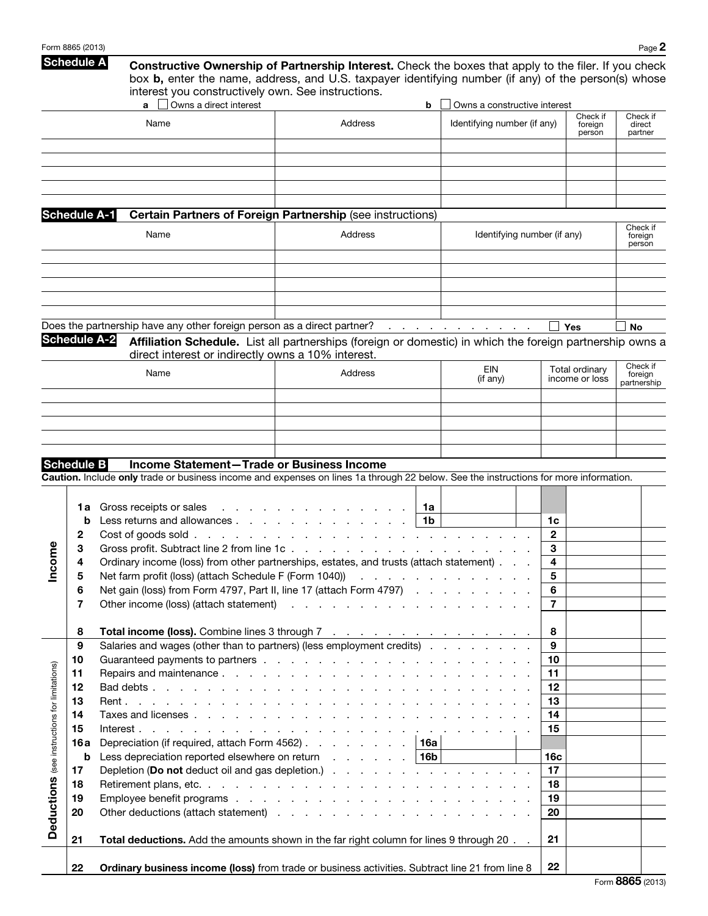## Schedule A — Constructive Ownership of Partnership Interest.

Check the boxes that apply to the filer. If you check box **b,** enter the name, address, and U.S. taxpayer identifying number (if any) of the person(s) whose interest you constructively own. See instructions.

**a** ☐ Owns a direct interest   **b** ☐ Owns a constructive interest

| Name | Address | Identifying number (if any) | Check if foreign person | Check if direct partner |
|---|---|---|---|---|
| | | | | |
| | | | | |
| | | | | |
| | | | | |
| | | | | |

## Schedule A-1 — Certain Partners of Foreign Partnership (see instructions)

| Name | Address | Identifying number (if any) | Check if foreign person |
|---|---|---|---|
| | | | |
| | | | |
| | | | |
| | | | |
| | | | |

Does the partnership have any other foreign person as a direct partner? . . . . . . . . . . . ☐ **Yes** ☐ **No**

## Schedule A-2 — Affiliation Schedule.

List all partnerships (foreign or domestic) in which the foreign partnership owns a direct interest or indirectly owns a 10% interest.

| Name | Address | EIN (if any) | Total ordinary income or loss | Check if foreign partnership |
|---|---|---|---|---|
| | | | | |
| | | | | |
| | | | | |
| | | | | |
| | | | | |

## Schedule B — Income Statement—Trade or Business Income

**Caution.** Include **only** trade or business income and expenses on lines 1a through 22 below. See the instructions for more information.

### Income

| Line | Description | | | Line | Amount |
|---|---|---|---|---|---|
| 1a | Gross receipts or sales | 1a | | | |
| b | Less returns and allowances | 1b | | 1c | |
| 2 | Cost of goods sold | | | 2 | |
| 3 | Gross profit. Subtract line 2 from line 1c | | | 3 | |
| 4 | Ordinary income (loss) from other partnerships, estates, and trusts (attach statement) | | | 4 | |
| 5 | Net farm profit (loss) (attach Schedule F (Form 1040)) | | | 5 | |
| 6 | Net gain (loss) from Form 4797, Part II, line 17 (attach Form 4797) | | | 6 | |
| 7 | Other income (loss) (attach statement) | | | 7 | |
| 8 | **Total income (loss).** Combine lines 3 through 7 | | | 8 | |

### Deductions (see instructions for limitations)

| Line | Description | | | Line | Amount |
|---|---|---|---|---|---|
| 9 | Salaries and wages (other than to partners) (less employment credits) | | | 9 | |
| 10 | Guaranteed payments to partners | | | 10 | |
| 11 | Repairs and maintenance | | | 11 | |
| 12 | Bad debts | | | 12 | |
| 13 | Rent | | | 13 | |
| 14 | Taxes and licenses | | | 14 | |
| 15 | Interest | | | 15 | |
| 16a | Depreciation (if required, attach Form 4562) | 16a | | | |
| b | Less depreciation reported elsewhere on return | 16b | | 16c | |
| 17 | Depletion (**Do not** deduct oil and gas depletion.) | | | 17 | |
| 18 | Retirement plans, etc. | | | 18 | |
| 19 | Employee benefit programs | | | 19 | |
| 20 | Other deductions (attach statement) | | | 20 | |
| 21 | **Total deductions.** Add the amounts shown in the far right column for lines 9 through 20 | | | 21 | |
| 22 | **Ordinary business income (loss)** from trade or business activities. Subtract line 21 from line 8 | | | 22 | |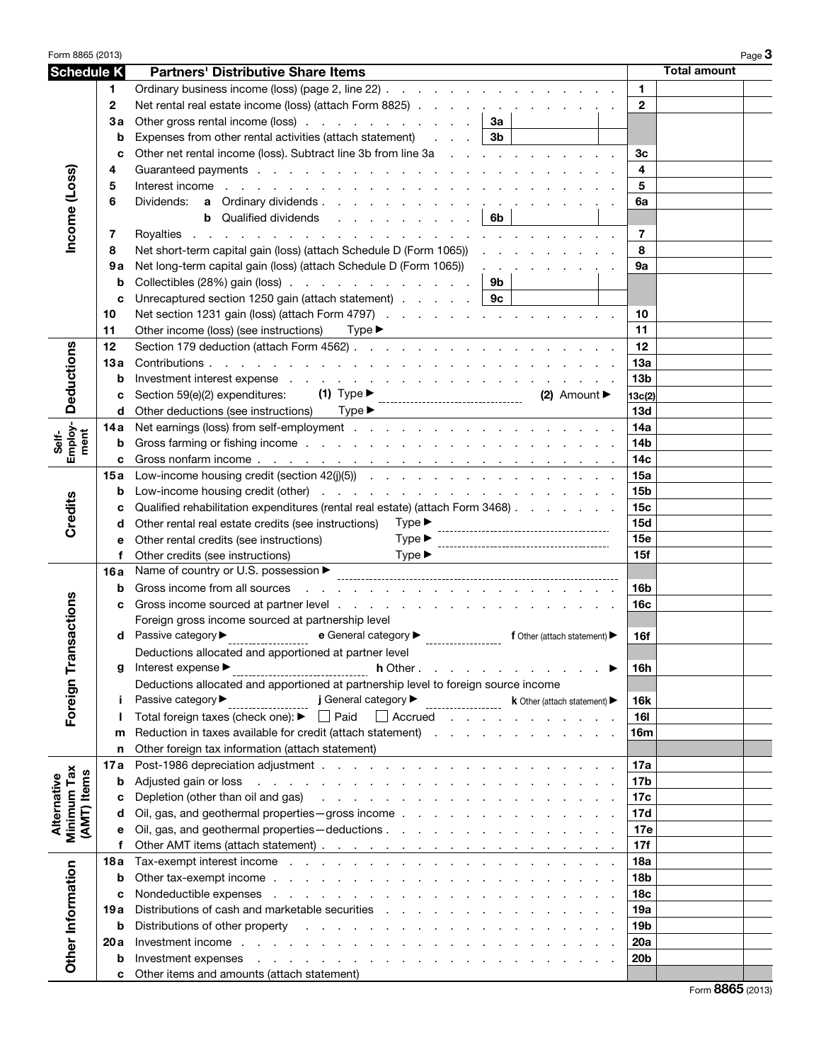## Schedule K — Partners' Distributive Share Items

| Section | Line | Description | | Total amount |
|---|---|---|---|---|
| **Income (Loss)** | 1 | Ordinary business income (loss) (page 2, line 22) | 1 | |
| | 2 | Net rental real estate income (loss) (attach Form 8825) | 2 | |
| | 3a | Other gross rental income (loss) — 3a | | |
| | b | Expenses from other rental activities (attach statement) — 3b | | |
| | c | Other net rental income (loss). Subtract line 3b from line 3a | 3c | |
| | 4 | Guaranteed payments | 4 | |
| | 5 | Interest income | 5 | |
| | 6 | Dividends: **a** Ordinary dividends | 6a | |
| | | **b** Qualified dividends — 6b | | |
| | 7 | Royalties | 7 | |
| | 8 | Net short-term capital gain (loss) (attach Schedule D (Form 1065)) | 8 | |
| | 9a | Net long-term capital gain (loss) (attach Schedule D (Form 1065)) | 9a | |
| | b | Collectibles (28%) gain (loss) — 9b | | |
| | c | Unrecaptured section 1250 gain (attach statement) — 9c | | |
| | 10 | Net section 1231 gain (loss) (attach Form 4797) | 10 | |
| | 11 | Other income (loss) (see instructions) Type ▶ | 11 | |
| **Deductions** | 12 | Section 179 deduction (attach Form 4562) | 12 | |
| | 13a | Contributions | 13a | |
| | b | Investment interest expense | 13b | |
| | c | Section 59(e)(2) expenditures: **(1)** Type ▶ **(2)** Amount ▶ | 13c(2) | |
| | d | Other deductions (see instructions) Type ▶ | 13d | |
| **Self-Employment** | 14a | Net earnings (loss) from self-employment | 14a | |
| | b | Gross farming or fishing income | 14b | |
| | c | Gross nonfarm income | 14c | |
| **Credits** | 15a | Low-income housing credit (section 42(j)(5)) | 15a | |
| | b | Low-income housing credit (other) | 15b | |
| | c | Qualified rehabilitation expenditures (rental real estate) (attach Form 3468) | 15c | |
| | d | Other rental real estate credits (see instructions) Type ▶ | 15d | |
| | e | Other rental credits (see instructions) Type ▶ | 15e | |
| | f | Other credits (see instructions) Type ▶ | 15f | |
| **Foreign Transactions** | 16a | Name of country or U.S. possession ▶ | | |
| | b | Gross income from all sources | 16b | |
| | c | Gross income sourced at partner level | 16c | |
| | | Foreign gross income sourced at partnership level | | |
| | d | Passive category ▶ **e** General category ▶ **f** Other (attach statement) ▶ | 16f | |
| | | Deductions allocated and apportioned at partner level | | |
| | g | Interest expense ▶ **h** Other ▶ | 16h | |
| | | Deductions allocated and apportioned at partnership level to foreign source income | | |
| | i | Passive category ▶ **j** General category ▶ **k** Other (attach statement) ▶ | 16k | |
| | l | Total foreign taxes (check one): ▶ ☐ Paid ☐ Accrued | 16l | |
| | m | Reduction in taxes available for credit (attach statement) | 16m | |
| | n | Other foreign tax information (attach statement) | | |
| **Alternative Minimum Tax (AMT) Items** | 17a | Post-1986 depreciation adjustment | 17a | |
| | b | Adjusted gain or loss | 17b | |
| | c | Depletion (other than oil and gas) | 17c | |
| | d | Oil, gas, and geothermal properties—gross income | 17d | |
| | e | Oil, gas, and geothermal properties—deductions | 17e | |
| | f | Other AMT items (attach statement) | 17f | |
| **Other Information** | 18a | Tax-exempt interest income | 18a | |
| | b | Other tax-exempt income | 18b | |
| | c | Nondeductible expenses | 18c | |
| | 19a | Distributions of cash and marketable securities | 19a | |
| | b | Distributions of other property | 19b | |
| | 20a | Investment income | 20a | |
| | b | Investment expenses | 20b | |
| | c | Other items and amounts (attach statement) | | |

Form **8865** (2013)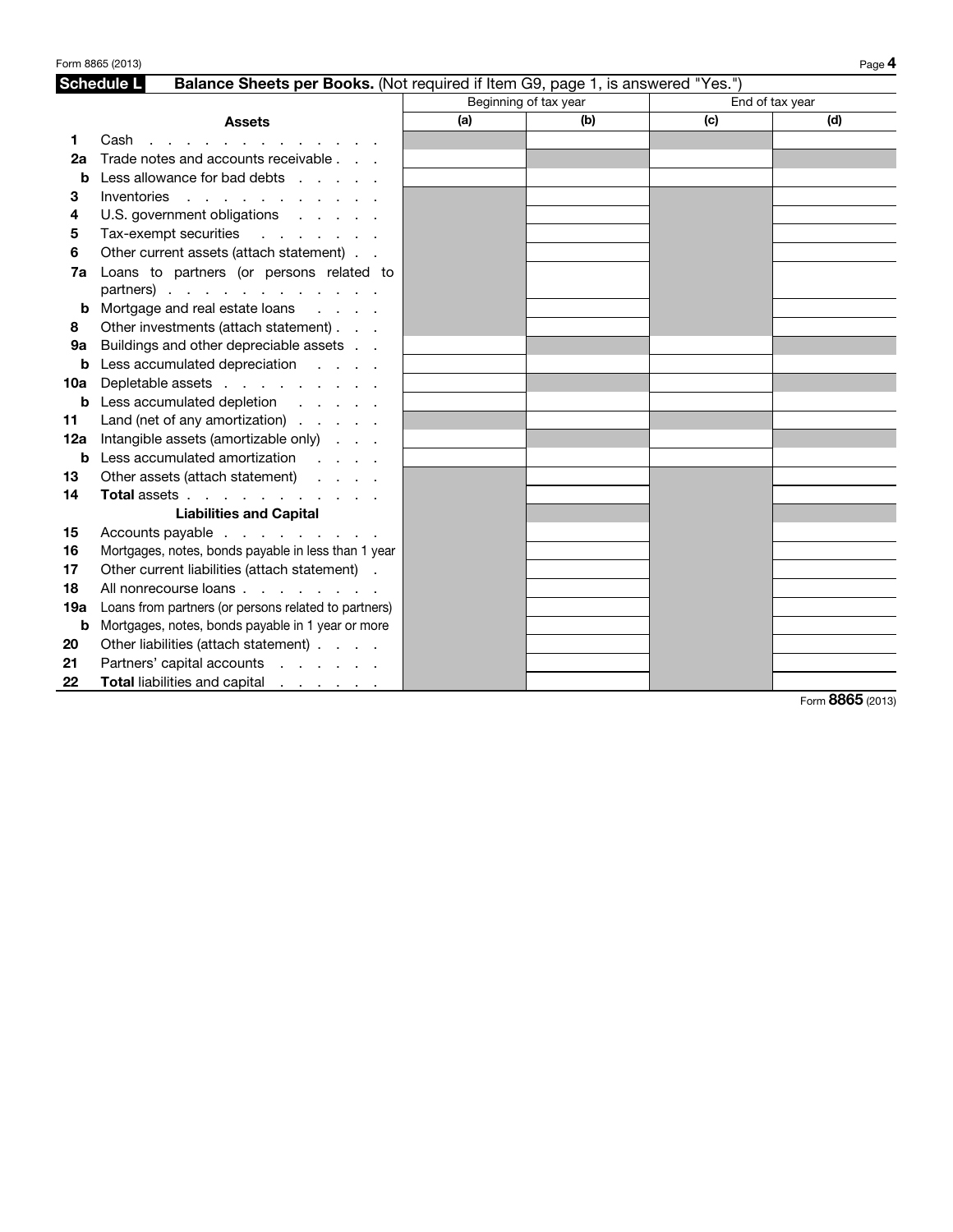## Schedule L Balance Sheets per Books. (Not required if Item G9, page 1, is answered "Yes.")

| | | Beginning of tax year | | End of tax year | |
|---|---|---|---|---|---|
| | **Assets** | (a) | (b) | (c) | (d) |
| 1 | Cash | | | | |
| 2a | Trade notes and accounts receivable | | | | |
| b | Less allowance for bad debts | | | | |
| 3 | Inventories | | | | |
| 4 | U.S. government obligations | | | | |
| 5 | Tax-exempt securities | | | | |
| 6 | Other current assets (attach statement) | | | | |
| 7a | Loans to partners (or persons related to partners) | | | | |
| b | Mortgage and real estate loans | | | | |
| 8 | Other investments (attach statement) | | | | |
| 9a | Buildings and other depreciable assets | | | | |
| b | Less accumulated depreciation | | | | |
| 10a | Depletable assets | | | | |
| b | Less accumulated depletion | | | | |
| 11 | Land (net of any amortization) | | | | |
| 12a | Intangible assets (amortizable only) | | | | |
| b | Less accumulated amortization | | | | |
| 13 | Other assets (attach statement) | | | | |
| 14 | **Total** assets | | | | |
| | **Liabilities and Capital** | | | | |
| 15 | Accounts payable | | | | |
| 16 | Mortgages, notes, bonds payable in less than 1 year | | | | |
| 17 | Other current liabilities (attach statement) | | | | |
| 18 | All nonrecourse loans | | | | |
| 19a | Loans from partners (or persons related to partners) | | | | |
| b | Mortgages, notes, bonds payable in 1 year or more | | | | |
| 20 | Other liabilities (attach statement) | | | | |
| 21 | Partners' capital accounts | | | | |
| 22 | **Total** liabilities and capital | | | | |

Form **8865** (2013)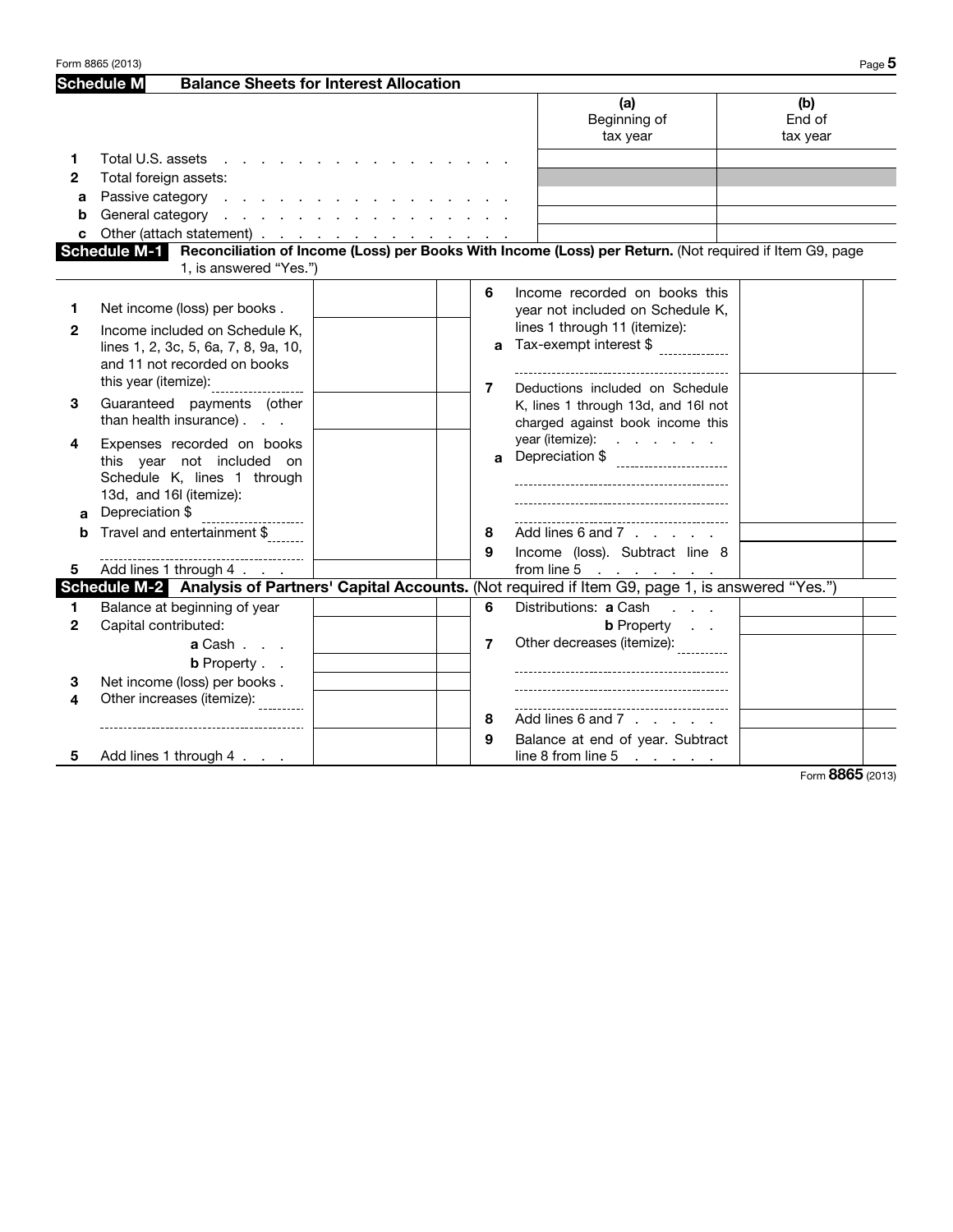## Schedule M Balance Sheets for Interest Allocation

| | | (a) Beginning of tax year | (b) End of tax year |
|---|---|---|---|
| **1** | Total U.S. assets | | |
| **2** | Total foreign assets: | | |
| **a** | Passive category | | |
| **b** | General category | | |
| **c** | Other (attach statement) | | |

## Schedule M-1 Reconciliation of Income (Loss) per Books With Income (Loss) per Return. (Not required if Item G9, page 1, is answered "Yes.")

| | | | | | | | |
|---|---|---|---|---|---|---|---|
| **1** | Net income (loss) per books . | | | **6** | Income recorded on books this year not included on Schedule K, lines 1 through 11 (itemize): | | |
| **2** | Income included on Schedule K, lines 1, 2, 3c, 5, 6a, 7, 8, 9a, 10, and 11 not recorded on books this year (itemize): | | | **a** | Tax-exempt interest $ | | |
| **3** | Guaranteed payments (other than health insurance) . | | | **7** | Deductions included on Schedule K, lines 1 through 13d, and 16l not charged against book income this year (itemize): | | |
| **4** | Expenses recorded on books this year not included on Schedule K, lines 1 through 13d, and 16l (itemize): | | | **a** | Depreciation $ | | |
| **a** | Depreciation $ | | | | | | |
| **b** | Travel and entertainment $ | | | **8** | Add lines 6 and 7 | | |
| | | | | **9** | Income (loss). Subtract line 8 from line 5 | | |
| **5** | Add lines 1 through 4 | | | | | | |

## Schedule M-2 Analysis of Partners' Capital Accounts. (Not required if Item G9, page 1, is answered "Yes.")

| | | | | | | | |
|---|---|---|---|---|---|---|---|
| **1** | Balance at beginning of year | | | **6** | Distributions: **a** Cash | | |
| **2** | Capital contributed: | | | | **b** Property | | |
| | **a** Cash | | | **7** | Other decreases (itemize): | | |
| | **b** Property | | | | | | |
| **3** | Net income (loss) per books . | | | | | | |
| **4** | Other increases (itemize): | | | | | | |
| | | | | **8** | Add lines 6 and 7 | | |
| **5** | Add lines 1 through 4 | | | **9** | Balance at end of year. Subtract line 8 from line 5 | | |

Form **8865** (2013)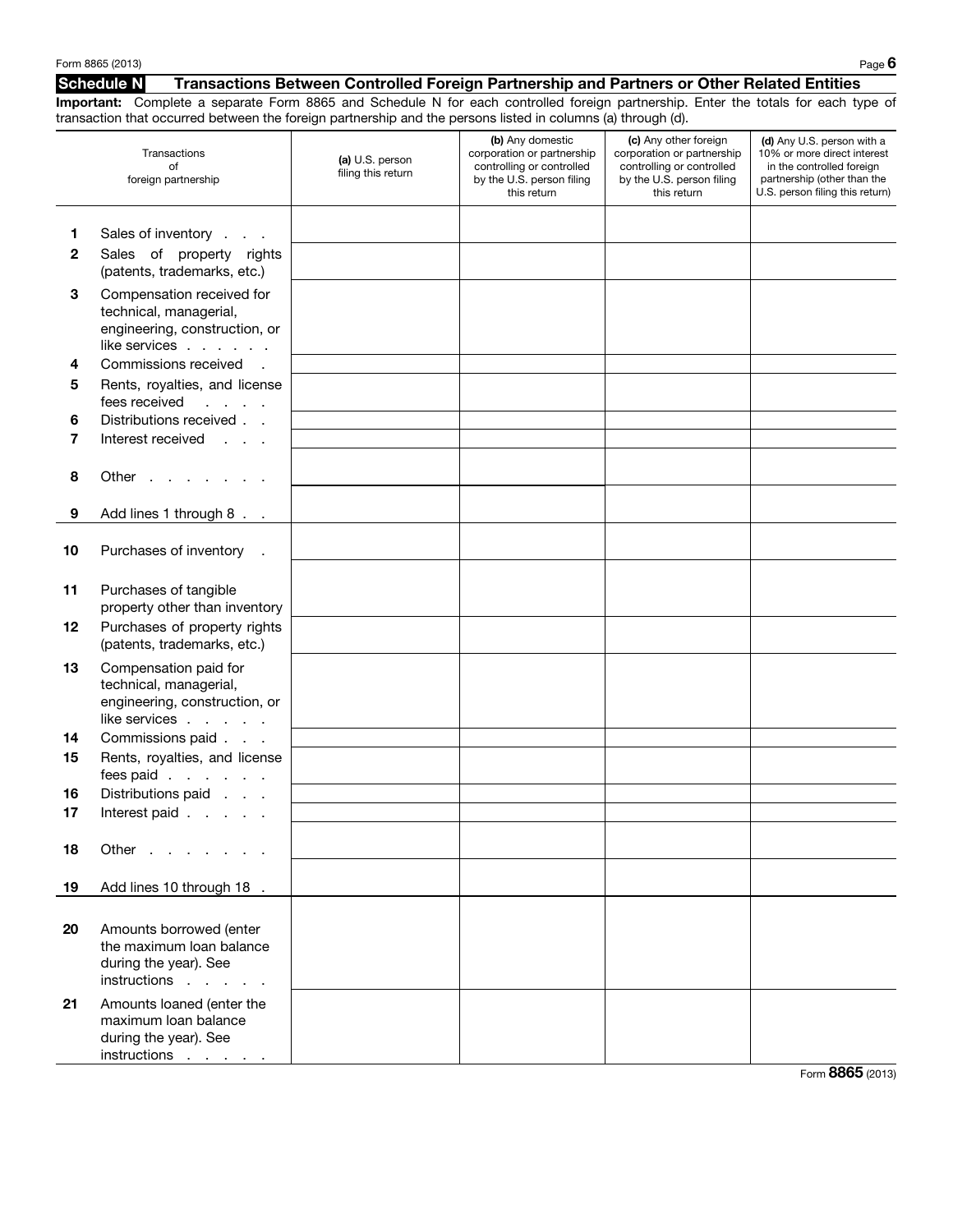## Schedule N Transactions Between Controlled Foreign Partnership and Partners or Other Related Entities

**Important:** Complete a separate Form 8865 and Schedule N for each controlled foreign partnership. Enter the totals for each type of transaction that occurred between the foreign partnership and the persons listed in columns (a) through (d).

| | Transactions of foreign partnership | (a) U.S. person filing this return | (b) Any domestic corporation or partnership controlling or controlled by the U.S. person filing this return | (c) Any other foreign corporation or partnership controlling or controlled by the U.S. person filing this return | (d) Any U.S. person with a 10% or more direct interest in the controlled foreign partnership (other than the U.S. person filing this return) |
|---|---|---|---|---|---|
| 1 | Sales of inventory | | | | |
| 2 | Sales of property rights (patents, trademarks, etc.) | | | | |
| 3 | Compensation received for technical, managerial, engineering, construction, or like services | | | | |
| 4 | Commissions received | | | | |
| 5 | Rents, royalties, and license fees received | | | | |
| 6 | Distributions received | | | | |
| 7 | Interest received | | | | |
| 8 | Other | | | | |
| 9 | Add lines 1 through 8 | | | | |
| 10 | Purchases of inventory | | | | |
| 11 | Purchases of tangible property other than inventory | | | | |
| 12 | Purchases of property rights (patents, trademarks, etc.) | | | | |
| 13 | Compensation paid for technical, managerial, engineering, construction, or like services | | | | |
| 14 | Commissions paid | | | | |
| 15 | Rents, royalties, and license fees paid | | | | |
| 16 | Distributions paid | | | | |
| 17 | Interest paid | | | | |
| 18 | Other | | | | |
| 19 | Add lines 10 through 18 | | | | |
| 20 | Amounts borrowed (enter the maximum loan balance during the year). See instructions | | | | |
| 21 | Amounts loaned (enter the maximum loan balance during the year). See instructions | | | | |

Form **8865** (2013)